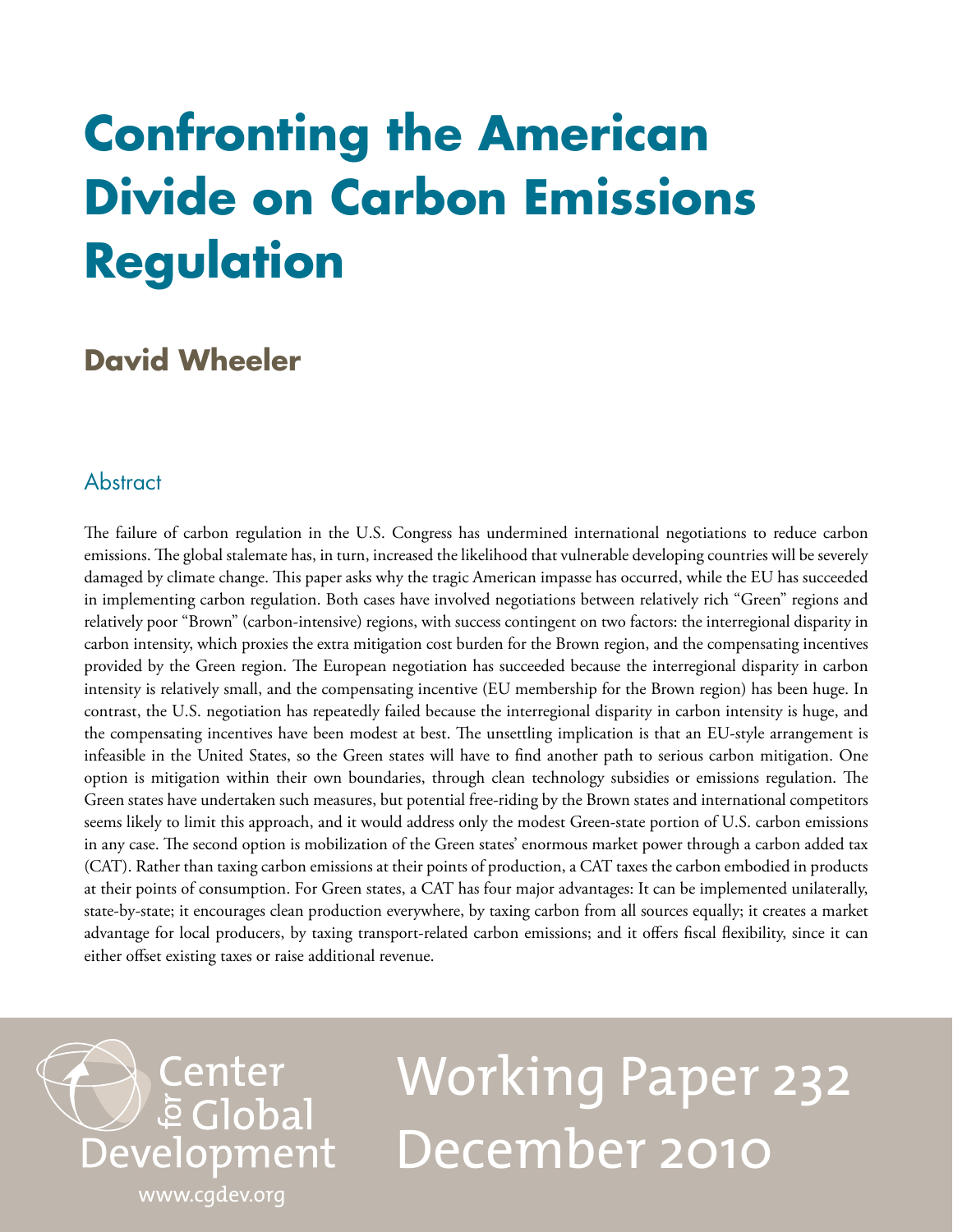# Confronting the American Divide on Carbon Emissions Regulation

## David Wheeler

### Abstract

The failure of carbon regulation in the U.S. Congress has undermined international negotiations to reduce carbon emissions. The global stalemate has, in turn, increased the likelihood that vulnerable developing countries will be severely damaged by climate change. This paper asks why the tragic American impasse has occurred, while the EU has succeeded in implementing carbon regulation. Both cases have involved negotiations between relatively rich "Green" regions and relatively poor "Brown" (carbon-intensive) regions, with success contingent on two factors: the interregional disparity in carbon intensity, which proxies the extra mitigation cost burden for the Brown region, and the compensating incentives provided by the Green region. The European negotiation has succeeded because the interregional disparity in carbon intensity is relatively small, and the compensating incentive (EU membership for the Brown region) has been huge. In contrast, the U.S. negotiation has repeatedly failed because the interregional disparity in carbon intensity is huge, and the compensating incentives have been modest at best. The unsettling implication is that an EU-style arrangement is infeasible in the United States, so the Green states will have to find another path to serious carbon mitigation. One option is mitigation within their own boundaries, through clean technology subsidies or emissions regulation. The Green states have undertaken such measures, but potential free-riding by the Brown states and international competitors seems likely to limit this approach, and it would address only the modest Green-state portion of U.S. carbon emissions in any case. The second option is mobilization of the Green states' enormous market power through a carbon added tax (CAT). Rather than taxing carbon emissions at their points of production, a CAT taxes the carbon embodied in products at their points of consumption. For Green states, a CAT has four major advantages: It can be implemented unilaterally, state-by-state; it encourages clean production everywhere, by taxing carbon from all sources equally; it creates a market advantage for local producers, by taxing transport-related carbon emissions; and it offers fiscal flexibility, since it can either offset existing taxes or raise additional revenue.

Center for Global Development
www.cgdev.org

Working Paper 232
December 2010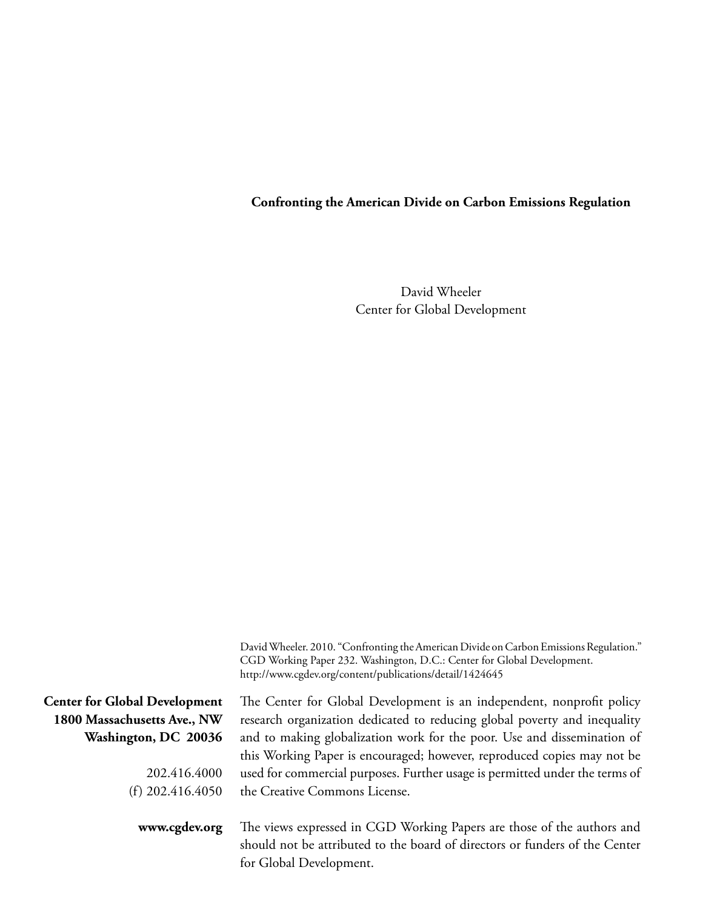**Confronting the American Divide on Carbon Emissions Regulation**

David Wheeler
Center for Global Development

David Wheeler. 2010. "Confronting the American Divide on Carbon Emissions Regulation." CGD Working Paper 232. Washington, D.C.: Center for Global Development. http://www.cgdev.org/content/publications/detail/1424645

**Center for Global Development**
**1800 Massachusetts Ave., NW**
**Washington, DC 20036**

202.416.4000
(f) 202.416.4050

**www.cgdev.org**

The Center for Global Development is an independent, nonprofit policy research organization dedicated to reducing global poverty and inequality and to making globalization work for the poor. Use and dissemination of this Working Paper is encouraged; however, reproduced copies may not be used for commercial purposes. Further usage is permitted under the terms of the Creative Commons License.

The views expressed in CGD Working Papers are those of the authors and should not be attributed to the board of directors or funders of the Center for Global Development.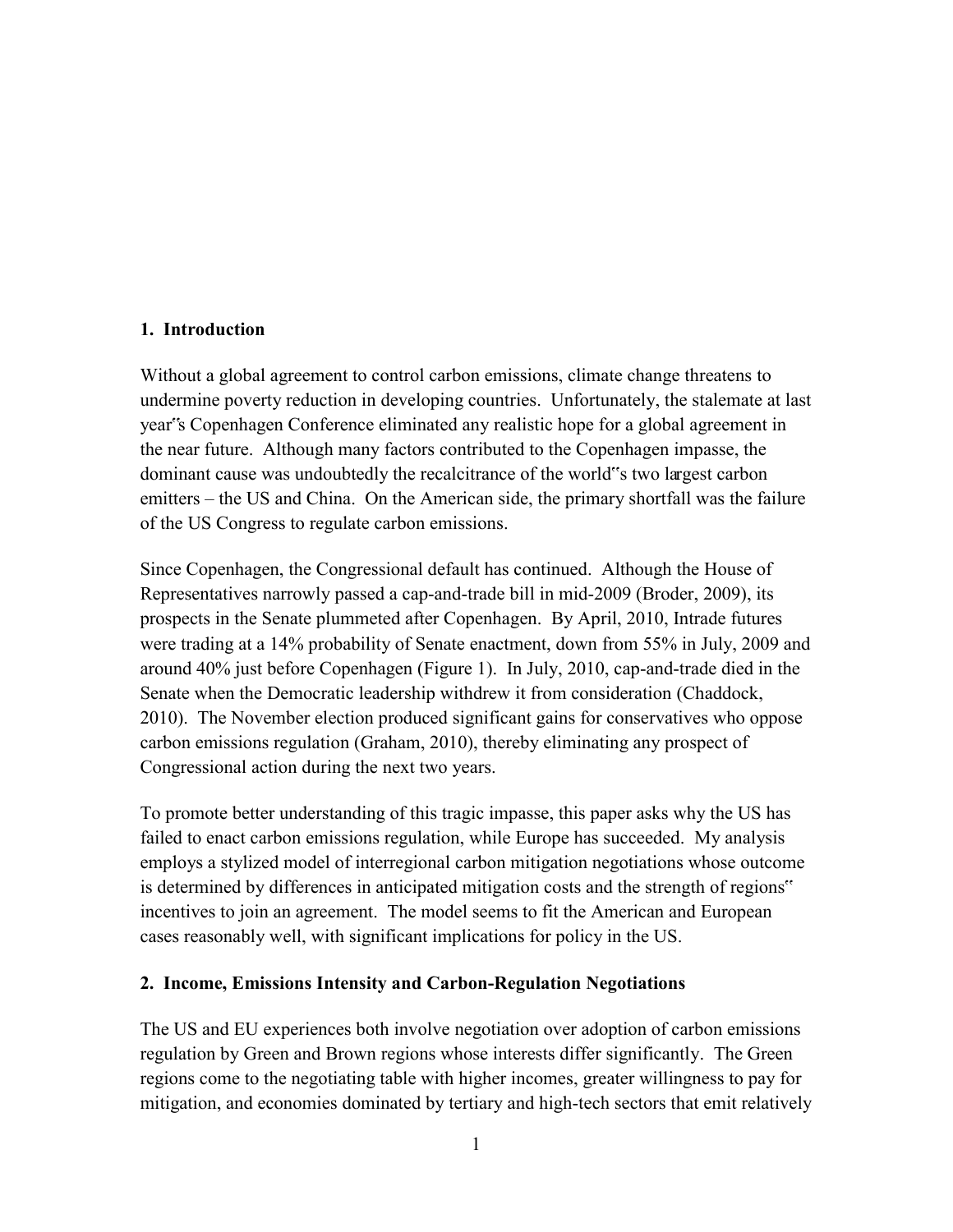## 1. Introduction

Without a global agreement to control carbon emissions, climate change threatens to undermine poverty reduction in developing countries. Unfortunately, the stalemate at last year"s Copenhagen Conference eliminated any realistic hope for a global agreement in the near future. Although many factors contributed to the Copenhagen impasse, the dominant cause was undoubtedly the recalcitrance of the world"s two largest carbon emitters – the US and China. On the American side, the primary shortfall was the failure of the US Congress to regulate carbon emissions.

Since Copenhagen, the Congressional default has continued. Although the House of Representatives narrowly passed a cap-and-trade bill in mid-2009 (Broder, 2009), its prospects in the Senate plummeted after Copenhagen. By April, 2010, Intrade futures were trading at a 14% probability of Senate enactment, down from 55% in July, 2009 and around 40% just before Copenhagen (Figure 1). In July, 2010, cap-and-trade died in the Senate when the Democratic leadership withdrew it from consideration (Chaddock, 2010). The November election produced significant gains for conservatives who oppose carbon emissions regulation (Graham, 2010), thereby eliminating any prospect of Congressional action during the next two years.

To promote better understanding of this tragic impasse, this paper asks why the US has failed to enact carbon emissions regulation, while Europe has succeeded. My analysis employs a stylized model of interregional carbon mitigation negotiations whose outcome is determined by differences in anticipated mitigation costs and the strength of regions" incentives to join an agreement. The model seems to fit the American and European cases reasonably well, with significant implications for policy in the US.

## 2. Income, Emissions Intensity and Carbon-Regulation Negotiations

The US and EU experiences both involve negotiation over adoption of carbon emissions regulation by Green and Brown regions whose interests differ significantly. The Green regions come to the negotiating table with higher incomes, greater willingness to pay for mitigation, and economies dominated by tertiary and high-tech sectors that emit relatively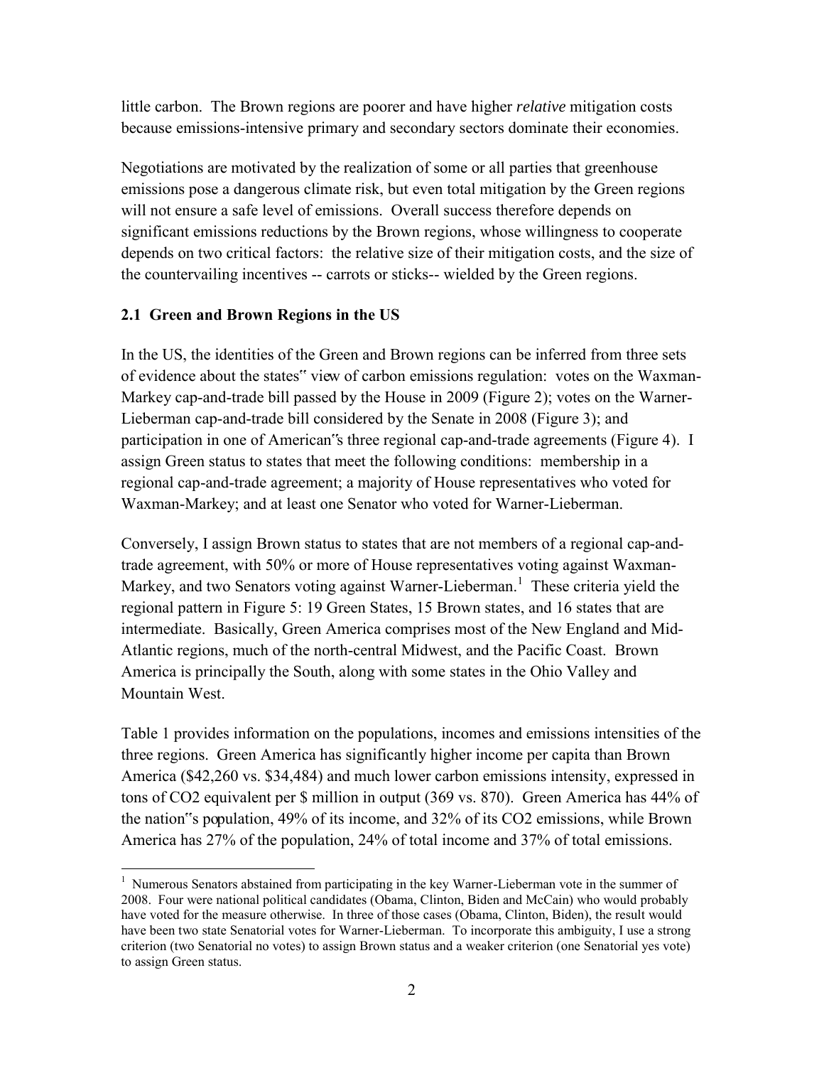little carbon. The Brown regions are poorer and have higher *relative* mitigation costs because emissions-intensive primary and secondary sectors dominate their economies.

Negotiations are motivated by the realization of some or all parties that greenhouse emissions pose a dangerous climate risk, but even total mitigation by the Green regions will not ensure a safe level of emissions. Overall success therefore depends on significant emissions reductions by the Brown regions, whose willingness to cooperate depends on two critical factors: the relative size of their mitigation costs, and the size of the countervailing incentives -- carrots or sticks-- wielded by the Green regions.

### 2.1 Green and Brown Regions in the US

In the US, the identities of the Green and Brown regions can be inferred from three sets of evidence about the states" view of carbon emissions regulation: votes on the Waxman-Markey cap-and-trade bill passed by the House in 2009 (Figure 2); votes on the Warner-Lieberman cap-and-trade bill considered by the Senate in 2008 (Figure 3); and participation in one of American"s three regional cap-and-trade agreements (Figure 4). I assign Green status to states that meet the following conditions: membership in a regional cap-and-trade agreement; a majority of House representatives who voted for Waxman-Markey; and at least one Senator who voted for Warner-Lieberman.

Conversely, I assign Brown status to states that are not members of a regional cap-and-trade agreement, with 50% or more of House representatives voting against Waxman-Markey, and two Senators voting against Warner-Lieberman.[1] These criteria yield the regional pattern in Figure 5: 19 Green States, 15 Brown states, and 16 states that are intermediate. Basically, Green America comprises most of the New England and Mid-Atlantic regions, much of the north-central Midwest, and the Pacific Coast. Brown America is principally the South, along with some states in the Ohio Valley and Mountain West.

Table 1 provides information on the populations, incomes and emissions intensities of the three regions. Green America has significantly higher income per capita than Brown America (\$42,260 vs. \$34,484) and much lower carbon emissions intensity, expressed in tons of $CO_2$ equivalent per \$ million in output (369 vs. 870). Green America has 44% of the nation"s population, 49% of its income, and 32% of its $CO_2$ emissions, while Brown America has 27% of the population, 24% of total income and 37% of total emissions.

[1] Numerous Senators abstained from participating in the key Warner-Lieberman vote in the summer of 2008. Four were national political candidates (Obama, Clinton, Biden and McCain) who would probably have voted for the measure otherwise. In three of those cases (Obama, Clinton, Biden), the result would have been two state Senatorial votes for Warner-Lieberman. To incorporate this ambiguity, I use a strong criterion (two Senatorial no votes) to assign Brown status and a weaker criterion (one Senatorial yes vote) to assign Green status.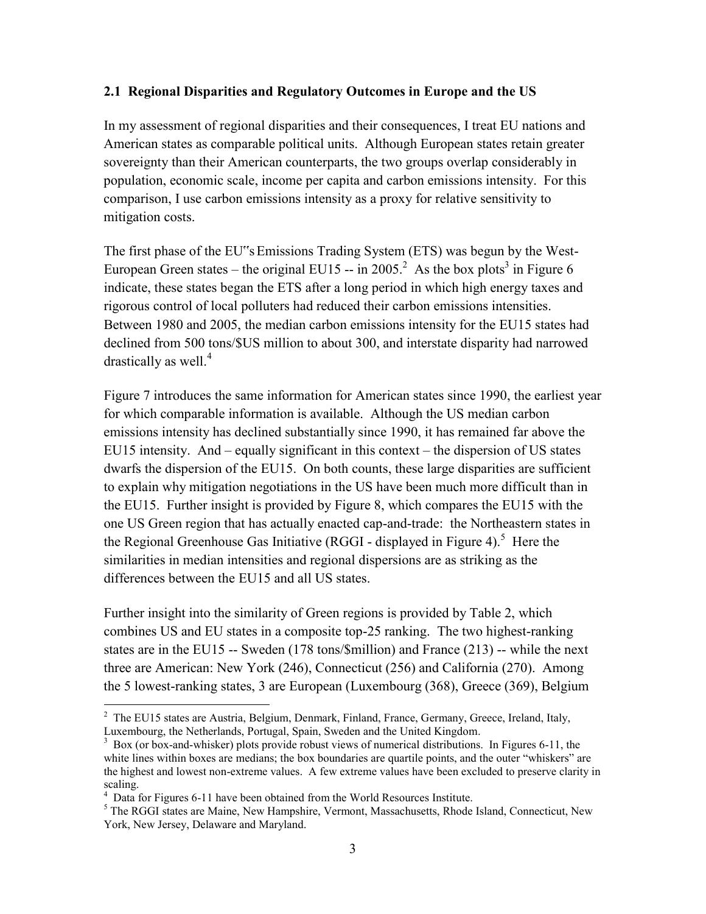### 2.1 Regional Disparities and Regulatory Outcomes in Europe and the US

In my assessment of regional disparities and their consequences, I treat EU nations and American states as comparable political units. Although European states retain greater sovereignty than their American counterparts, the two groups overlap considerably in population, economic scale, income per capita and carbon emissions intensity. For this comparison, I use carbon emissions intensity as a proxy for relative sensitivity to mitigation costs.

The first phase of the EU"s Emissions Trading System (ETS) was begun by the West-European Green states – the original EU15 -- in 2005.[2] As the box plots[3] in Figure 6 indicate, these states began the ETS after a long period in which high energy taxes and rigorous control of local polluters had reduced their carbon emissions intensities. Between 1980 and 2005, the median carbon emissions intensity for the EU15 states had declined from 500 tons/$US million to about 300, and interstate disparity had narrowed drastically as well.[4]

Figure 7 introduces the same information for American states since 1990, the earliest year for which comparable information is available. Although the US median carbon emissions intensity has declined substantially since 1990, it has remained far above the EU15 intensity. And – equally significant in this context – the dispersion of US states dwarfs the dispersion of the EU15. On both counts, these large disparities are sufficient to explain why mitigation negotiations in the US have been much more difficult than in the EU15. Further insight is provided by Figure 8, which compares the EU15 with the one US Green region that has actually enacted cap-and-trade: the Northeastern states in the Regional Greenhouse Gas Initiative (RGGI - displayed in Figure 4).[5] Here the similarities in median intensities and regional dispersions are as striking as the differences between the EU15 and all US states.

Further insight into the similarity of Green regions is provided by Table 2, which combines US and EU states in a composite top-25 ranking. The two highest-ranking states are in the EU15 -- Sweden (178 tons/$million) and France (213) -- while the next three are American: New York (246), Connecticut (256) and California (270). Among the 5 lowest-ranking states, 3 are European (Luxembourg (368), Greece (369), Belgium

---

[2] The EU15 states are Austria, Belgium, Denmark, Finland, France, Germany, Greece, Ireland, Italy, Luxembourg, the Netherlands, Portugal, Spain, Sweden and the United Kingdom.

[3] Box (or box-and-whisker) plots provide robust views of numerical distributions. In Figures 6-11, the white lines within boxes are medians; the box boundaries are quartile points, and the outer "whiskers" are the highest and lowest non-extreme values. A few extreme values have been excluded to preserve clarity in scaling.

[4] Data for Figures 6-11 have been obtained from the World Resources Institute.

[5] The RGGI states are Maine, New Hampshire, Vermont, Massachusetts, Rhode Island, Connecticut, New York, New Jersey, Delaware and Maryland.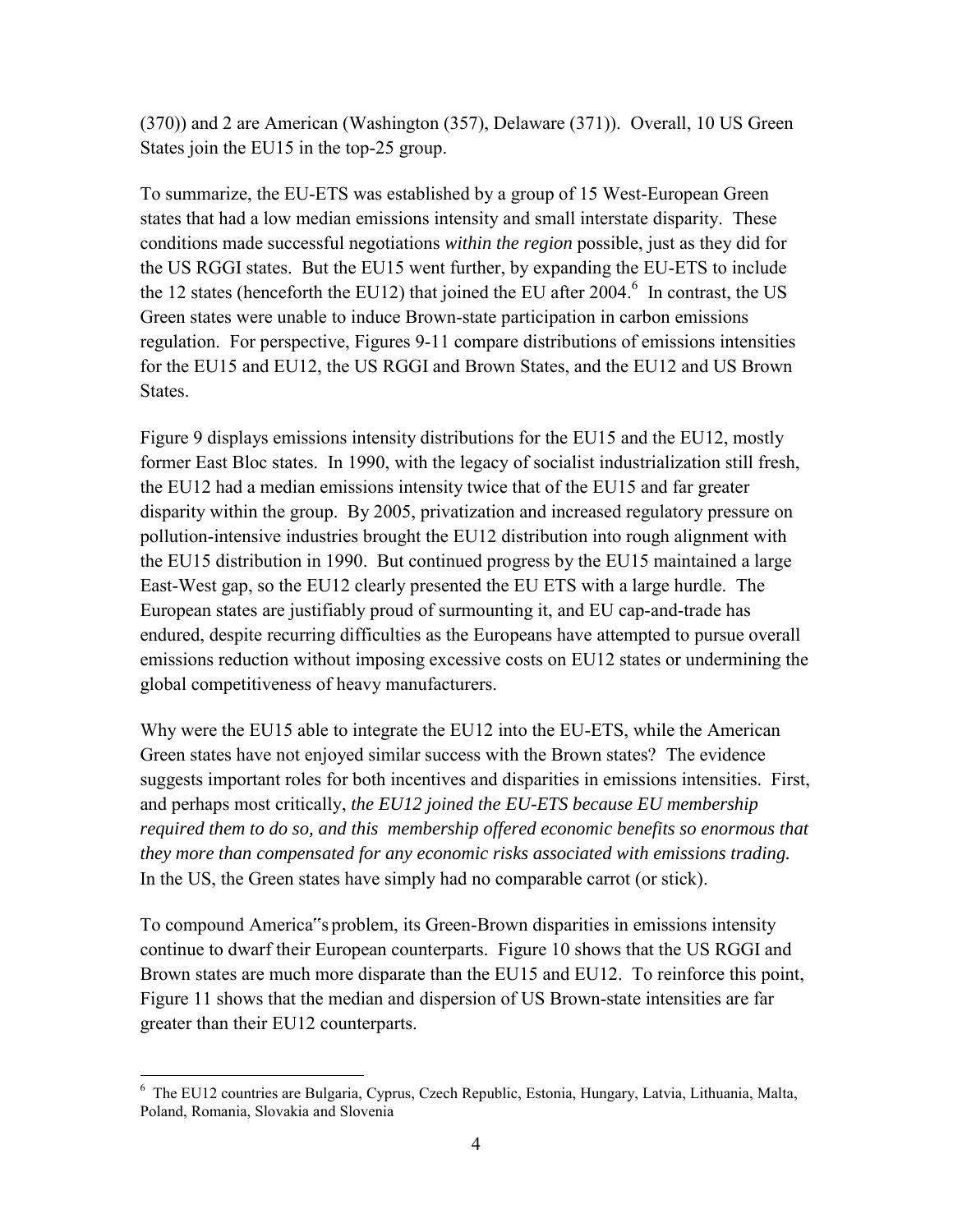(370)) and 2 are American (Washington (357), Delaware (371)). Overall, 10 US Green States join the EU15 in the top-25 group.

To summarize, the EU-ETS was established by a group of 15 West-European Green states that had a low median emissions intensity and small interstate disparity. These conditions made successful negotiations *within the region* possible, just as they did for the US RGGI states. But the EU15 went further, by expanding the EU-ETS to include the 12 states (henceforth the EU12) that joined the EU after 2004.[6] In contrast, the US Green states were unable to induce Brown-state participation in carbon emissions regulation. For perspective, Figures 9-11 compare distributions of emissions intensities for the EU15 and EU12, the US RGGI and Brown States, and the EU12 and US Brown States.

Figure 9 displays emissions intensity distributions for the EU15 and the EU12, mostly former East Bloc states. In 1990, with the legacy of socialist industrialization still fresh, the EU12 had a median emissions intensity twice that of the EU15 and far greater disparity within the group. By 2005, privatization and increased regulatory pressure on pollution-intensive industries brought the EU12 distribution into rough alignment with the EU15 distribution in 1990. But continued progress by the EU15 maintained a large East-West gap, so the EU12 clearly presented the EU ETS with a large hurdle. The European states are justifiably proud of surmounting it, and EU cap-and-trade has endured, despite recurring difficulties as the Europeans have attempted to pursue overall emissions reduction without imposing excessive costs on EU12 states or undermining the global competitiveness of heavy manufacturers.

Why were the EU15 able to integrate the EU12 into the EU-ETS, while the American Green states have not enjoyed similar success with the Brown states? The evidence suggests important roles for both incentives and disparities in emissions intensities. First, and perhaps most critically, *the EU12 joined the EU-ETS because EU membership required them to do so, and this membership offered economic benefits so enormous that they more than compensated for any economic risks associated with emissions trading.* In the US, the Green states have simply had no comparable carrot (or stick).

To compound America"s problem, its Green-Brown disparities in emissions intensity continue to dwarf their European counterparts. Figure 10 shows that the US RGGI and Brown states are much more disparate than the EU15 and EU12. To reinforce this point, Figure 11 shows that the median and dispersion of US Brown-state intensities are far greater than their EU12 counterparts.

---

[6] The EU12 countries are Bulgaria, Cyprus, Czech Republic, Estonia, Hungary, Latvia, Lithuania, Malta, Poland, Romania, Slovakia and Slovenia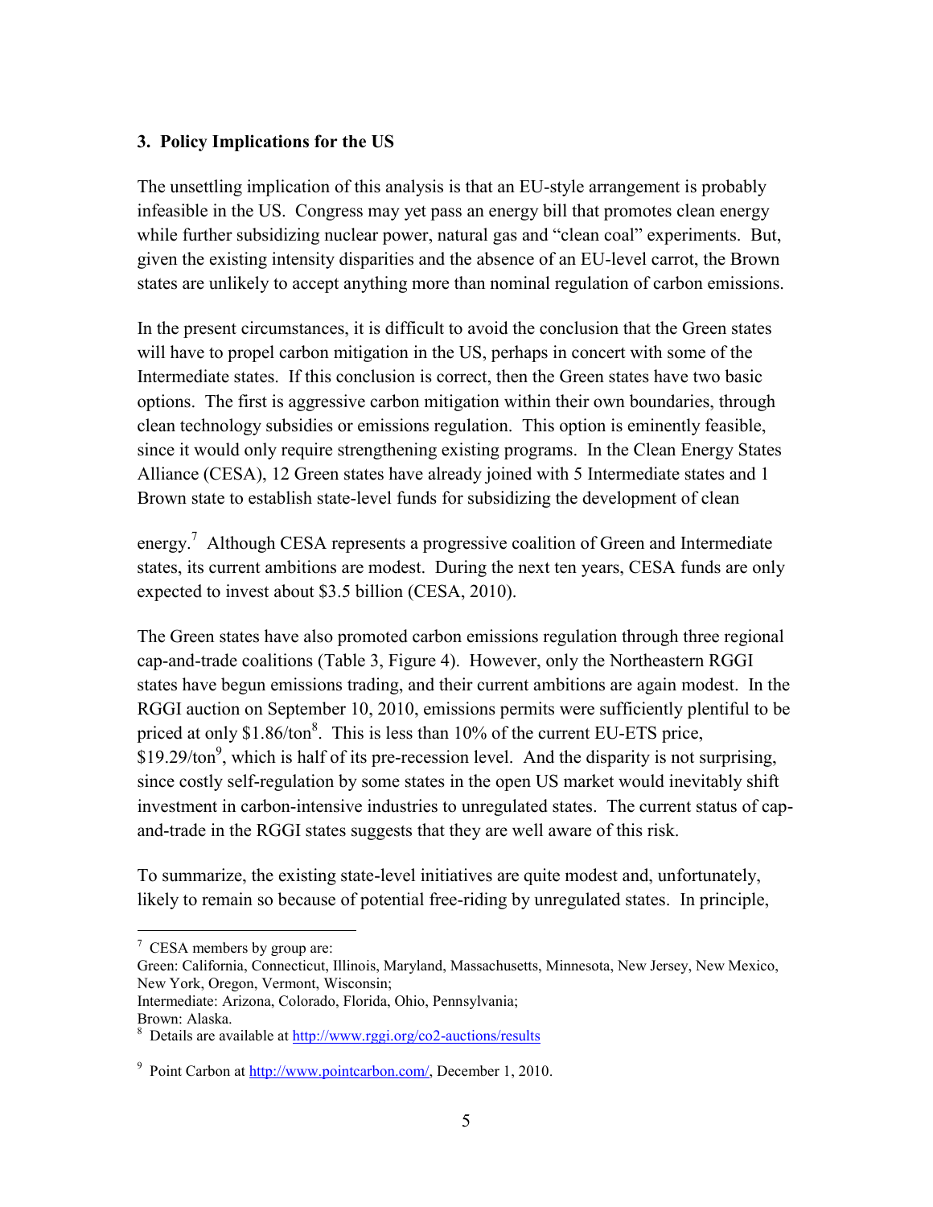### 3. Policy Implications for the US

The unsettling implication of this analysis is that an EU-style arrangement is probably infeasible in the US. Congress may yet pass an energy bill that promotes clean energy while further subsidizing nuclear power, natural gas and "clean coal" experiments. But, given the existing intensity disparities and the absence of an EU-level carrot, the Brown states are unlikely to accept anything more than nominal regulation of carbon emissions.

In the present circumstances, it is difficult to avoid the conclusion that the Green states will have to propel carbon mitigation in the US, perhaps in concert with some of the Intermediate states. If this conclusion is correct, then the Green states have two basic options. The first is aggressive carbon mitigation within their own boundaries, through clean technology subsidies or emissions regulation. This option is eminently feasible, since it would only require strengthening existing programs. In the Clean Energy States Alliance (CESA), 12 Green states have already joined with 5 Intermediate states and 1 Brown state to establish state-level funds for subsidizing the development of clean energy.[7] Although CESA represents a progressive coalition of Green and Intermediate states, its current ambitions are modest. During the next ten years, CESA funds are only expected to invest about $3.5 billion (CESA, 2010).

The Green states have also promoted carbon emissions regulation through three regional cap-and-trade coalitions (Table 3, Figure 4). However, only the Northeastern RGGI states have begun emissions trading, and their current ambitions are again modest. In the RGGI auction on September 10, 2010, emissions permits were sufficiently plentiful to be priced at only $1.86/ton[8]. This is less than 10% of the current EU-ETS price, $19.29/ton[9], which is half of its pre-recession level. And the disparity is not surprising, since costly self-regulation by some states in the open US market would inevitably shift investment in carbon-intensive industries to unregulated states. The current status of cap-and-trade in the RGGI states suggests that they are well aware of this risk.

To summarize, the existing state-level initiatives are quite modest and, unfortunately, likely to remain so because of potential free-riding by unregulated states. In principle,

---

[7] CESA members by group are:
Green: California, Connecticut, Illinois, Maryland, Massachusetts, Minnesota, New Jersey, New Mexico, New York, Oregon, Vermont, Wisconsin;
Intermediate: Arizona, Colorado, Florida, Ohio, Pennsylvania;
Brown: Alaska.

[8] Details are available at http://www.rggi.org/co2-auctions/results

[9] Point Carbon at http://www.pointcarbon.com/, December 1, 2010.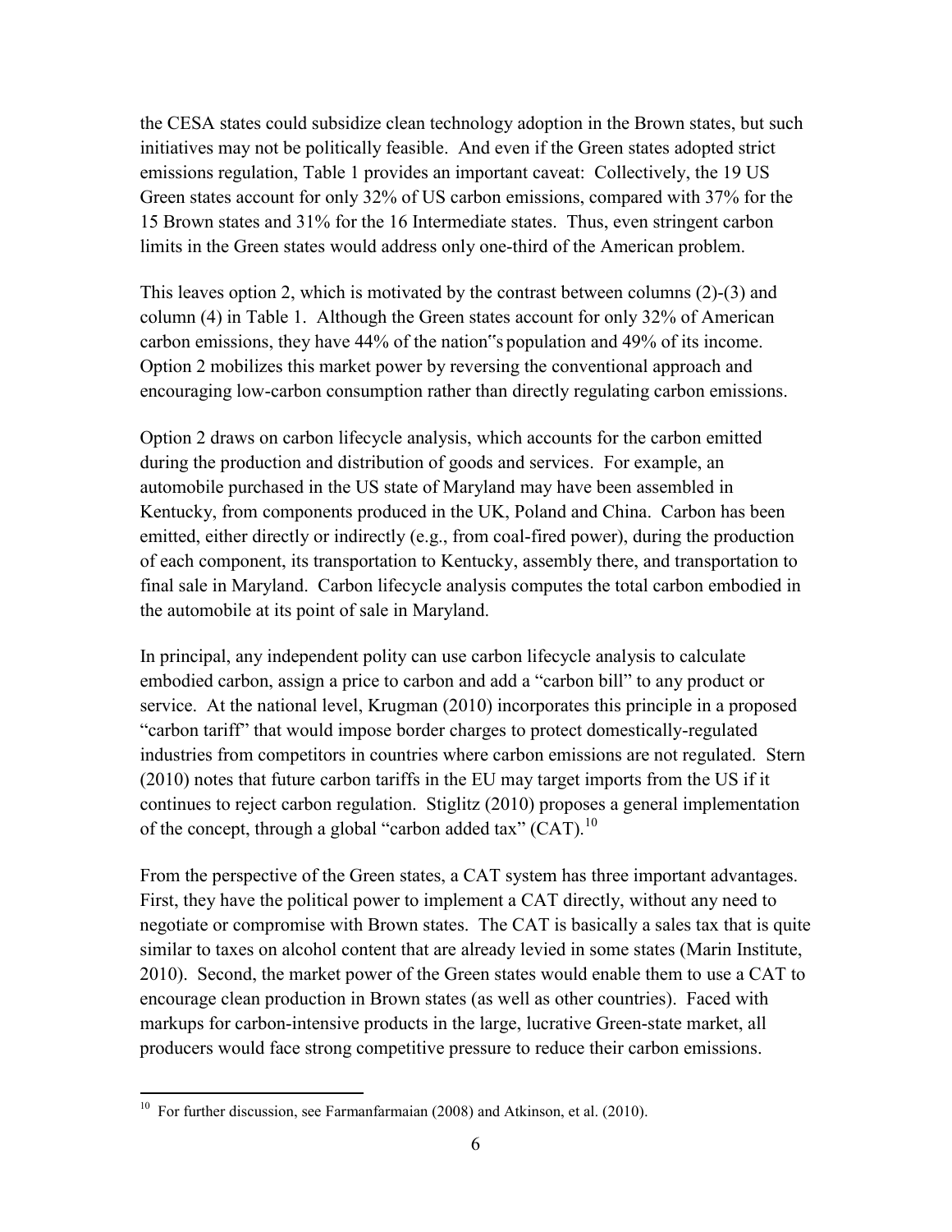the CESA states could subsidize clean technology adoption in the Brown states, but such initiatives may not be politically feasible. And even if the Green states adopted strict emissions regulation, Table 1 provides an important caveat: Collectively, the 19 US Green states account for only 32% of US carbon emissions, compared with 37% for the 15 Brown states and 31% for the 16 Intermediate states. Thus, even stringent carbon limits in the Green states would address only one-third of the American problem.

This leaves option 2, which is motivated by the contrast between columns (2)-(3) and column (4) in Table 1. Although the Green states account for only 32% of American carbon emissions, they have 44% of the nation"s population and 49% of its income. Option 2 mobilizes this market power by reversing the conventional approach and encouraging low-carbon consumption rather than directly regulating carbon emissions.

Option 2 draws on carbon lifecycle analysis, which accounts for the carbon emitted during the production and distribution of goods and services. For example, an automobile purchased in the US state of Maryland may have been assembled in Kentucky, from components produced in the UK, Poland and China. Carbon has been emitted, either directly or indirectly (e.g., from coal-fired power), during the production of each component, its transportation to Kentucky, assembly there, and transportation to final sale in Maryland. Carbon lifecycle analysis computes the total carbon embodied in the automobile at its point of sale in Maryland.

In principal, any independent polity can use carbon lifecycle analysis to calculate embodied carbon, assign a price to carbon and add a "carbon bill" to any product or service. At the national level, Krugman (2010) incorporates this principle in a proposed "carbon tariff" that would impose border charges to protect domestically-regulated industries from competitors in countries where carbon emissions are not regulated. Stern (2010) notes that future carbon tariffs in the EU may target imports from the US if it continues to reject carbon regulation. Stiglitz (2010) proposes a general implementation of the concept, through a global "carbon added tax" (CAT).[10]

From the perspective of the Green states, a CAT system has three important advantages. First, they have the political power to implement a CAT directly, without any need to negotiate or compromise with Brown states. The CAT is basically a sales tax that is quite similar to taxes on alcohol content that are already levied in some states (Marin Institute, 2010). Second, the market power of the Green states would enable them to use a CAT to encourage clean production in Brown states (as well as other countries). Faced with markups for carbon-intensive products in the large, lucrative Green-state market, all producers would face strong competitive pressure to reduce their carbon emissions.

[10] For further discussion, see Farmanfarmaian (2008) and Atkinson, et al. (2010).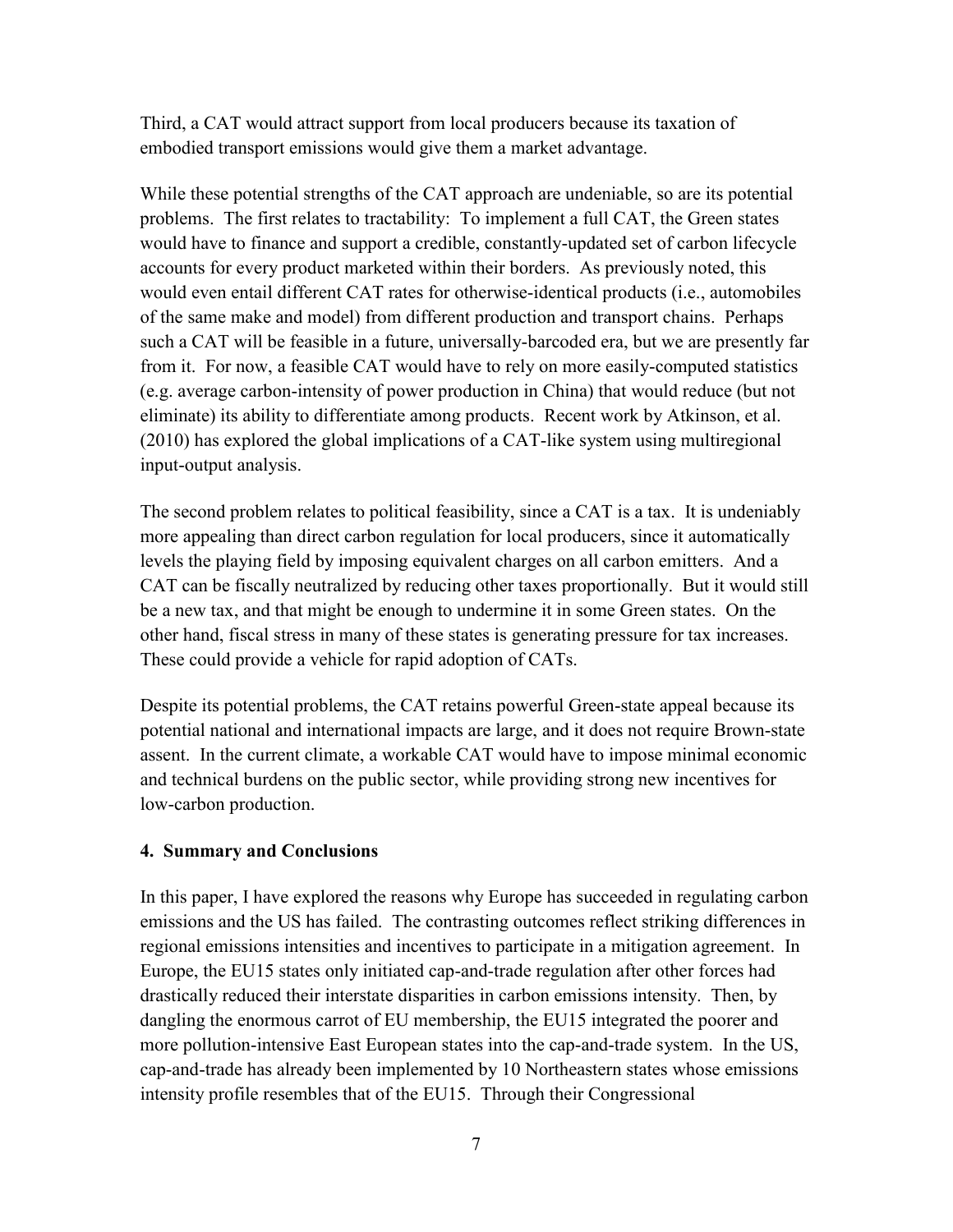Third, a CAT would attract support from local producers because its taxation of embodied transport emissions would give them a market advantage.

While these potential strengths of the CAT approach are undeniable, so are its potential problems. The first relates to tractability: To implement a full CAT, the Green states would have to finance and support a credible, constantly-updated set of carbon lifecycle accounts for every product marketed within their borders. As previously noted, this would even entail different CAT rates for otherwise-identical products (i.e., automobiles of the same make and model) from different production and transport chains. Perhaps such a CAT will be feasible in a future, universally-barcoded era, but we are presently far from it. For now, a feasible CAT would have to rely on more easily-computed statistics (e.g. average carbon-intensity of power production in China) that would reduce (but not eliminate) its ability to differentiate among products. Recent work by Atkinson, et al. (2010) has explored the global implications of a CAT-like system using multiregional input-output analysis.

The second problem relates to political feasibility, since a CAT is a tax. It is undeniably more appealing than direct carbon regulation for local producers, since it automatically levels the playing field by imposing equivalent charges on all carbon emitters. And a CAT can be fiscally neutralized by reducing other taxes proportionally. But it would still be a new tax, and that might be enough to undermine it in some Green states. On the other hand, fiscal stress in many of these states is generating pressure for tax increases. These could provide a vehicle for rapid adoption of CATs.

Despite its potential problems, the CAT retains powerful Green-state appeal because its potential national and international impacts are large, and it does not require Brown-state assent. In the current climate, a workable CAT would have to impose minimal economic and technical burdens on the public sector, while providing strong new incentives for low-carbon production.

## 4. Summary and Conclusions

In this paper, I have explored the reasons why Europe has succeeded in regulating carbon emissions and the US has failed. The contrasting outcomes reflect striking differences in regional emissions intensities and incentives to participate in a mitigation agreement. In Europe, the EU15 states only initiated cap-and-trade regulation after other forces had drastically reduced their interstate disparities in carbon emissions intensity. Then, by dangling the enormous carrot of EU membership, the EU15 integrated the poorer and more pollution-intensive East European states into the cap-and-trade system. In the US, cap-and-trade has already been implemented by 10 Northeastern states whose emissions intensity profile resembles that of the EU15. Through their Congressional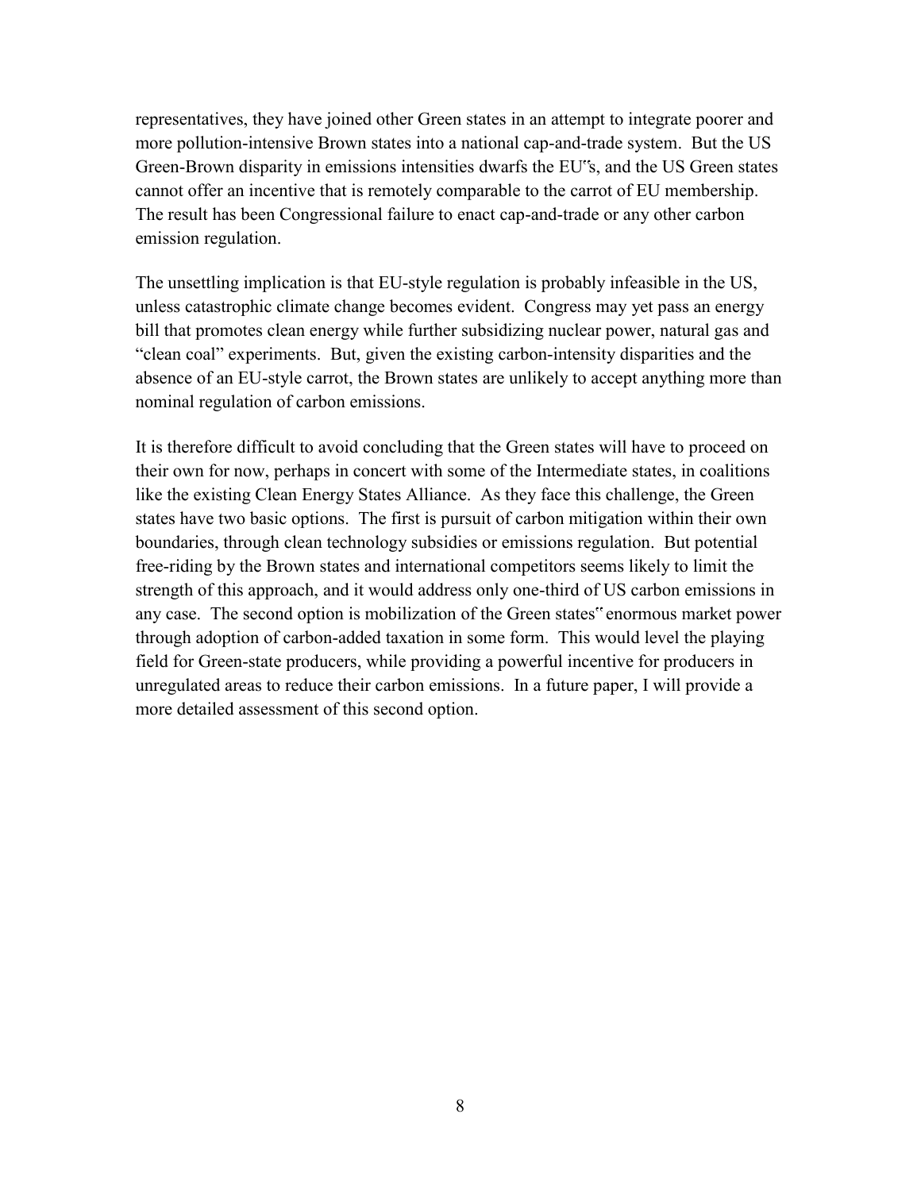representatives, they have joined other Green states in an attempt to integrate poorer and more pollution-intensive Brown states into a national cap-and-trade system. But the US Green-Brown disparity in emissions intensities dwarfs the EU‟s, and the US Green states cannot offer an incentive that is remotely comparable to the carrot of EU membership. The result has been Congressional failure to enact cap-and-trade or any other carbon emission regulation.

The unsettling implication is that EU-style regulation is probably infeasible in the US, unless catastrophic climate change becomes evident. Congress may yet pass an energy bill that promotes clean energy while further subsidizing nuclear power, natural gas and "clean coal" experiments. But, given the existing carbon-intensity disparities and the absence of an EU-style carrot, the Brown states are unlikely to accept anything more than nominal regulation of carbon emissions.

It is therefore difficult to avoid concluding that the Green states will have to proceed on their own for now, perhaps in concert with some of the Intermediate states, in coalitions like the existing Clean Energy States Alliance. As they face this challenge, the Green states have two basic options. The first is pursuit of carbon mitigation within their own boundaries, through clean technology subsidies or emissions regulation. But potential free-riding by the Brown states and international competitors seems likely to limit the strength of this approach, and it would address only one-third of US carbon emissions in any case. The second option is mobilization of the Green states‟ enormous market power through adoption of carbon-added taxation in some form. This would level the playing field for Green-state producers, while providing a powerful incentive for producers in unregulated areas to reduce their carbon emissions. In a future paper, I will provide a more detailed assessment of this second option.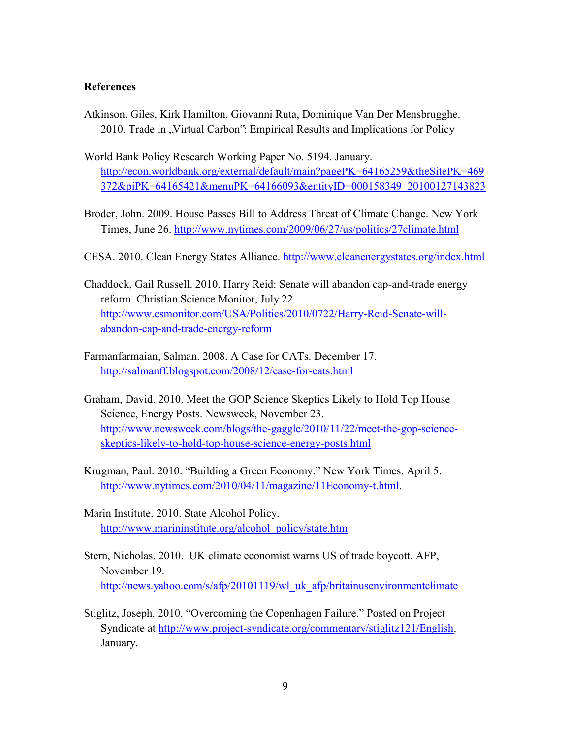**References**

Atkinson, Giles, Kirk Hamilton, Giovanni Ruta, Dominique Van Der Mensbrugghe. 2010. Trade in „Virtual Carbon": Empirical Results and Implications for Policy

World Bank Policy Research Working Paper No. 5194. January. http://econ.worldbank.org/external/default/main?pagePK=64165259&theSitePK=469372&piPK=64165421&menuPK=64166093&entityID=000158349_20100127143823

Broder, John. 2009. House Passes Bill to Address Threat of Climate Change. New York Times, June 26. http://www.nytimes.com/2009/06/27/us/politics/27climate.html

CESA. 2010. Clean Energy States Alliance. http://www.cleanenergystates.org/index.html

Chaddock, Gail Russell. 2010. Harry Reid: Senate will abandon cap-and-trade energy reform. Christian Science Monitor, July 22. http://www.csmonitor.com/USA/Politics/2010/0722/Harry-Reid-Senate-will-abandon-cap-and-trade-energy-reform

Farmanfarmaian, Salman. 2008. A Case for CATs. December 17. http://salmanff.blogspot.com/2008/12/case-for-cats.html

Graham, David. 2010. Meet the GOP Science Skeptics Likely to Hold Top House Science, Energy Posts. Newsweek, November 23. http://www.newsweek.com/blogs/the-gaggle/2010/11/22/meet-the-gop-science-skeptics-likely-to-hold-top-house-science-energy-posts.html

Krugman, Paul. 2010. "Building a Green Economy." New York Times. April 5. http://www.nytimes.com/2010/04/11/magazine/11Economy-t.html.

Marin Institute. 2010. State Alcohol Policy. http://www.marininstitute.org/alcohol_policy/state.htm

Stern, Nicholas. 2010. UK climate economist warns US of trade boycott. AFP, November 19. http://news.yahoo.com/s/afp/20101119/wl_uk_afp/britainusenvironmentclimate

Stiglitz, Joseph. 2010. "Overcoming the Copenhagen Failure." Posted on Project Syndicate at http://www.project-syndicate.org/commentary/stiglitz121/English. January.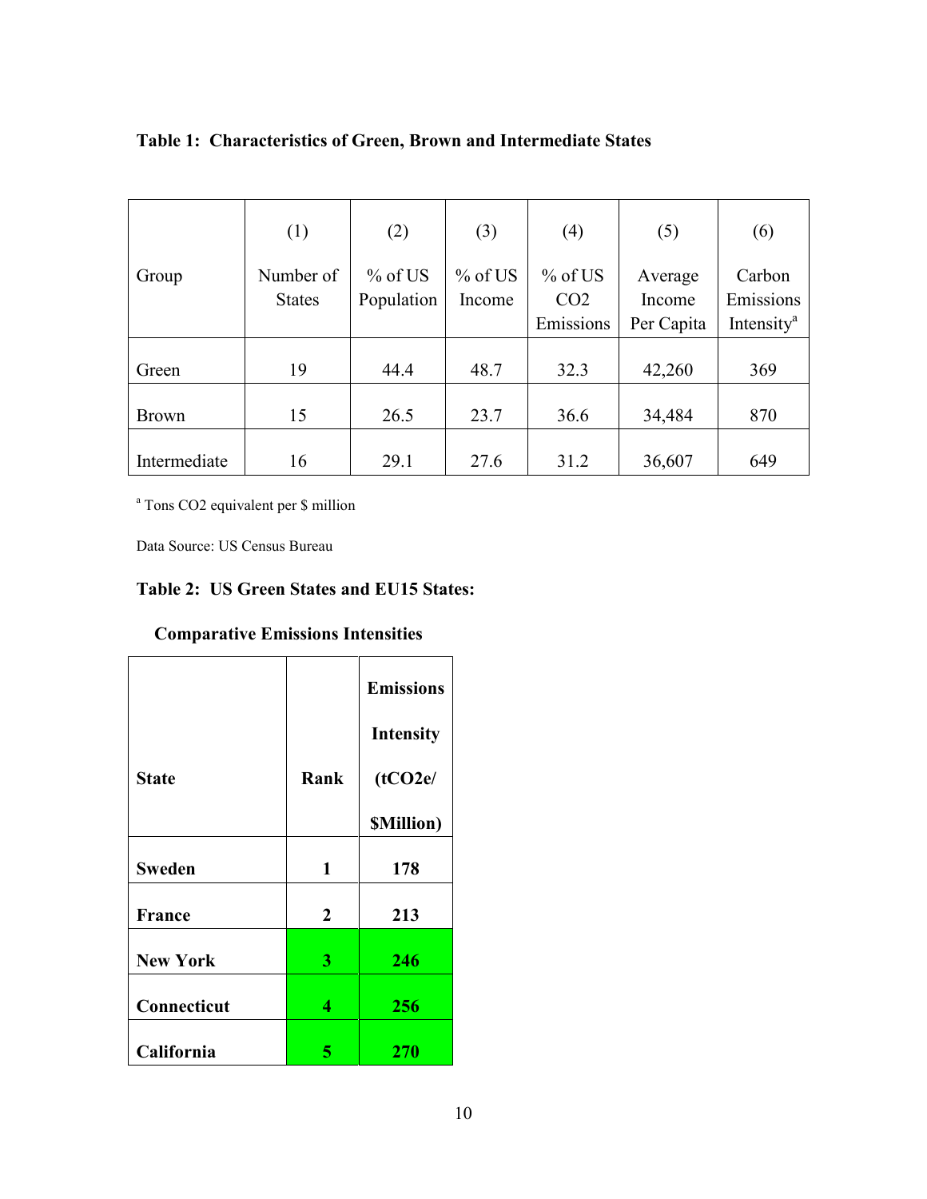**Table 1: Characteristics of Green, Brown and Intermediate States**

| Group | (1) Number of States | (2) % of US Population | (3) % of US Income | (4) % of US $CO_2$ Emissions | (5) Average Income Per Capita | (6) Carbon Emissions Intensity[a] |
|---|---|---|---|---|---|---|
| Green | 19 | 44.4 | 48.7 | 32.3 | 42,260 | 369 |
| Brown | 15 | 26.5 | 23.7 | 36.6 | 34,484 | 870 |
| Intermediate | 16 | 29.1 | 27.6 | 31.2 | 36,607 | 649 |

[a] Tons CO2 equivalent per $ million

Data Source: US Census Bureau

**Table 2: US Green States and EU15 States:**

**Comparative Emissions Intensities**

| **State** | **Rank** | **Emissions Intensity (tCO2e/ $Million)** |
|---|---|---|
| **Sweden** | **1** | **178** |
| **France** | **2** | **213** |
| **New York** | **3** | **246** |
| **Connecticut** | **4** | **256** |
| **California** | **5** | **270** |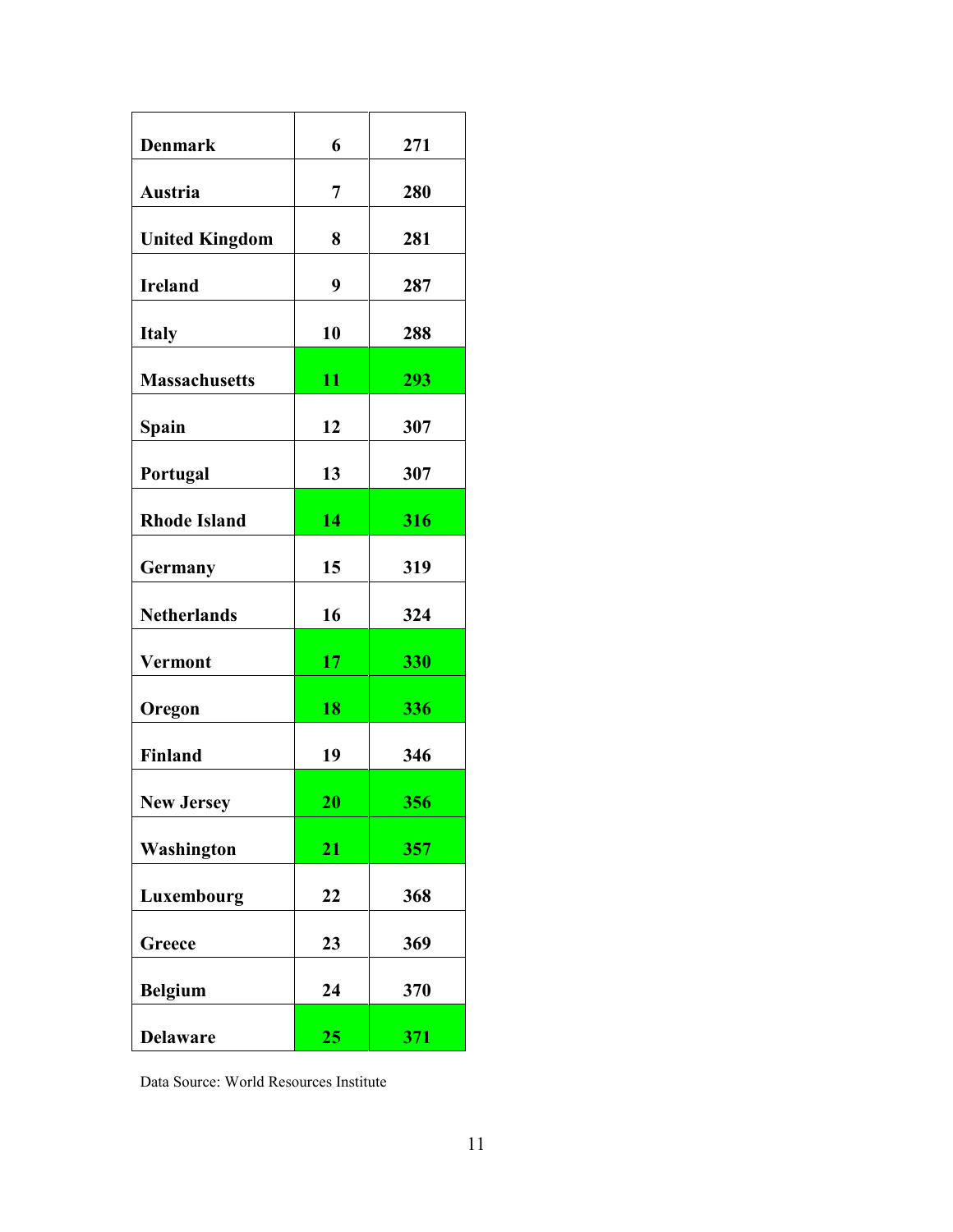| | | |
|---|---|---|
| **Denmark** | **6** | **271** |
| **Austria** | **7** | **280** |
| **United Kingdom** | **8** | **281** |
| **Ireland** | **9** | **287** |
| **Italy** | **10** | **288** |
| **Massachusetts** | **11** | **293** |
| **Spain** | **12** | **307** |
| **Portugal** | **13** | **307** |
| **Rhode Island** | **14** | **316** |
| **Germany** | **15** | **319** |
| **Netherlands** | **16** | **324** |
| **Vermont** | **17** | **330** |
| **Oregon** | **18** | **336** |
| **Finland** | **19** | **346** |
| **New Jersey** | **20** | **356** |
| **Washington** | **21** | **357** |
| **Luxembourg** | **22** | **368** |
| **Greece** | **23** | **369** |
| **Belgium** | **24** | **370** |
| **Delaware** | **25** | **371** |

Data Source: World Resources Institute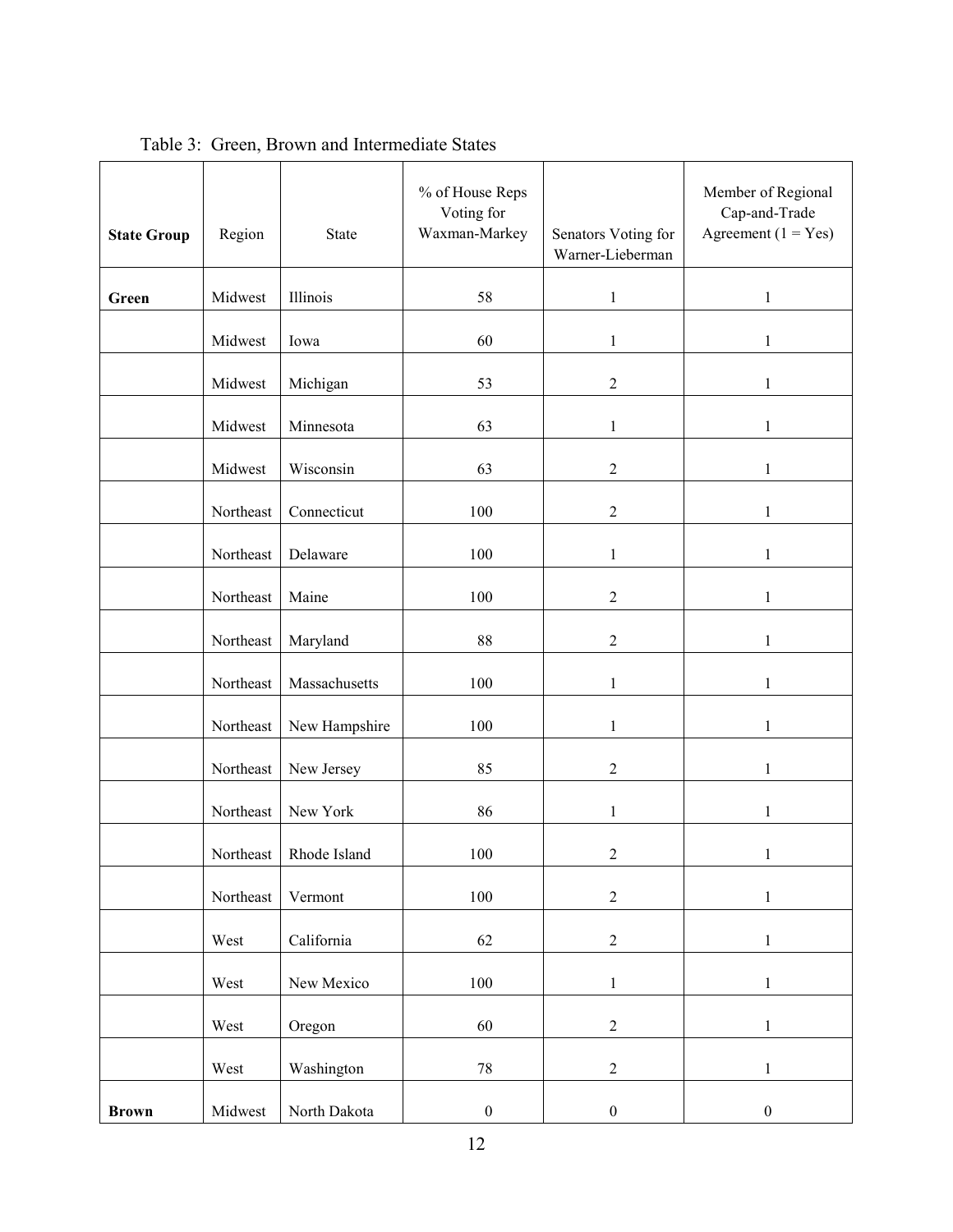Table 3: Green, Brown and Intermediate States

| State Group | Region | State | % of House Reps Voting for Waxman-Markey | Senators Voting for Warner-Lieberman | Member of Regional Cap-and-Trade Agreement (1 = Yes) |
|---|---|---|---|---|---|
| **Green** | Midwest | Illinois | 58 | 1 | 1 |
| | Midwest | Iowa | 60 | 1 | 1 |
| | Midwest | Michigan | 53 | 2 | 1 |
| | Midwest | Minnesota | 63 | 1 | 1 |
| | Midwest | Wisconsin | 63 | 2 | 1 |
| | Northeast | Connecticut | 100 | 2 | 1 |
| | Northeast | Delaware | 100 | 1 | 1 |
| | Northeast | Maine | 100 | 2 | 1 |
| | Northeast | Maryland | 88 | 2 | 1 |
| | Northeast | Massachusetts | 100 | 1 | 1 |
| | Northeast | New Hampshire | 100 | 1 | 1 |
| | Northeast | New Jersey | 85 | 2 | 1 |
| | Northeast | New York | 86 | 1 | 1 |
| | Northeast | Rhode Island | 100 | 2 | 1 |
| | Northeast | Vermont | 100 | 2 | 1 |
| | West | California | 62 | 2 | 1 |
| | West | New Mexico | 100 | 1 | 1 |
| | West | Oregon | 60 | 2 | 1 |
| | West | Washington | 78 | 2 | 1 |
| **Brown** | Midwest | North Dakota | 0 | 0 | 0 |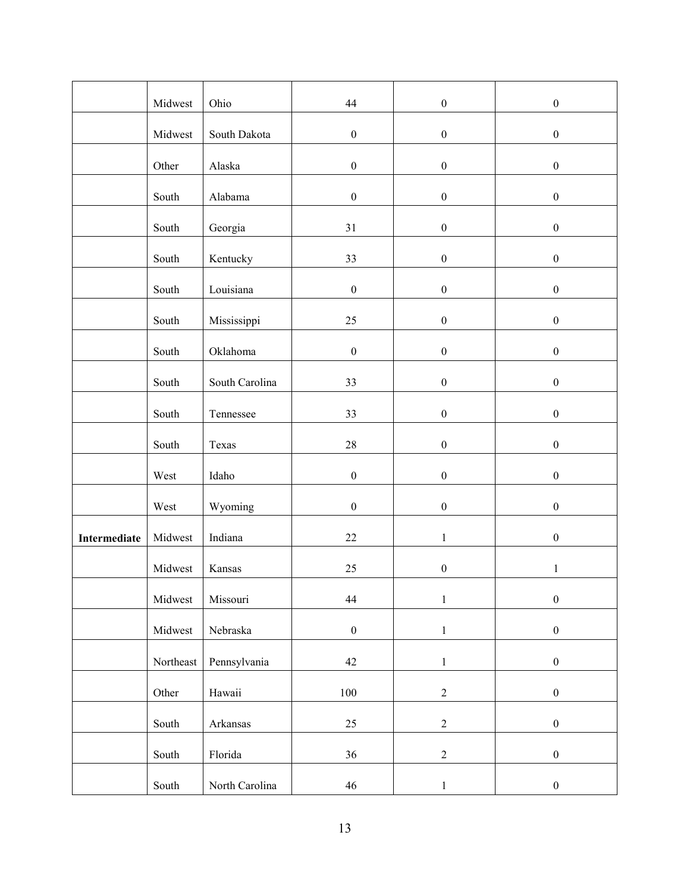| | | | | | |
|---|---|---|---|---|---|
| | Midwest | Ohio | 44 | 0 | 0 |
| | Midwest | South Dakota | 0 | 0 | 0 |
| | Other | Alaska | 0 | 0 | 0 |
| | South | Alabama | 0 | 0 | 0 |
| | South | Georgia | 31 | 0 | 0 |
| | South | Kentucky | 33 | 0 | 0 |
| | South | Louisiana | 0 | 0 | 0 |
| | South | Mississippi | 25 | 0 | 0 |
| | South | Oklahoma | 0 | 0 | 0 |
| | South | South Carolina | 33 | 0 | 0 |
| | South | Tennessee | 33 | 0 | 0 |
| | South | Texas | 28 | 0 | 0 |
| | West | Idaho | 0 | 0 | 0 |
| | West | Wyoming | 0 | 0 | 0 |
| **Intermediate** | Midwest | Indiana | 22 | 1 | 0 |
| | Midwest | Kansas | 25 | 0 | 1 |
| | Midwest | Missouri | 44 | 1 | 0 |
| | Midwest | Nebraska | 0 | 1 | 0 |
| | Northeast | Pennsylvania | 42 | 1 | 0 |
| | Other | Hawaii | 100 | 2 | 0 |
| | South | Arkansas | 25 | 2 | 0 |
| | South | Florida | 36 | 2 | 0 |
| | South | North Carolina | 46 | 1 | 0 |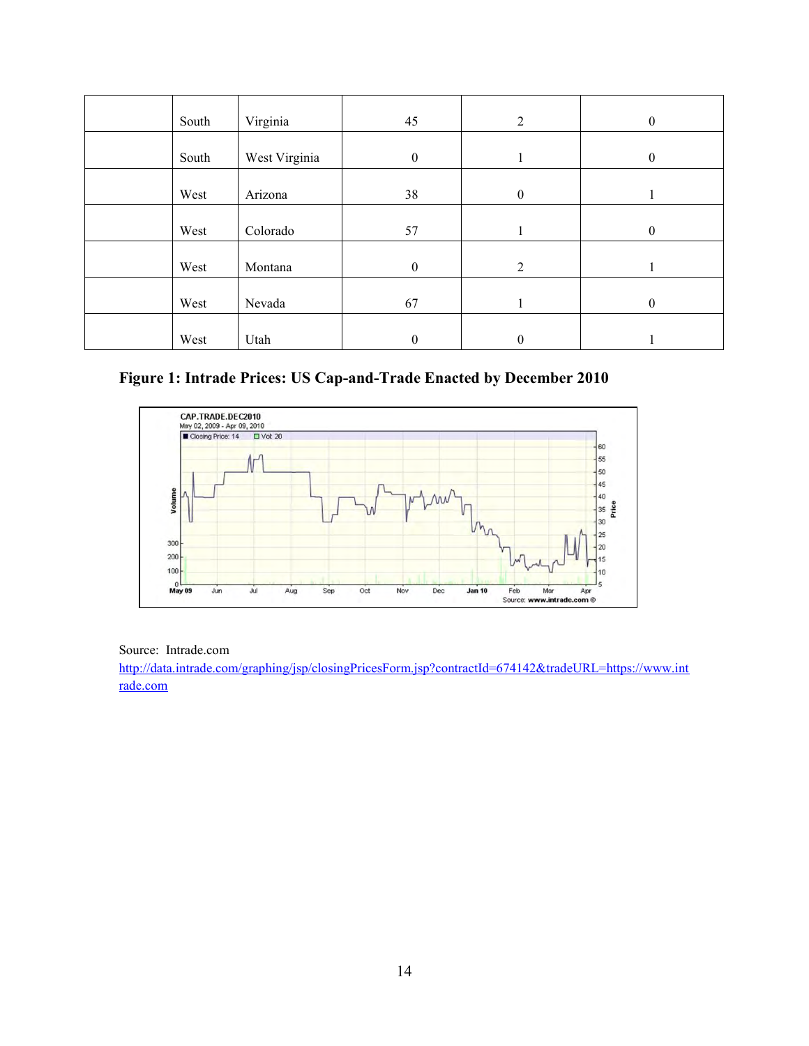| | | | | | |
|---|---|---|---|---|---|
| | South | Virginia | 45 | 2 | 0 |
| | South | West Virginia | 0 | 1 | 0 |
| | West | Arizona | 38 | 0 | 1 |
| | West | Colorado | 57 | 1 | 0 |
| | West | Montana | 0 | 2 | 1 |
| | West | Nevada | 67 | 1 | 0 |
| | West | Utah | 0 | 0 | 1 |

**Figure 1: Intrade Prices: US Cap-and-Trade Enacted by December 2010**

Source: Intrade.com
http://data.intrade.com/graphing/jsp/closingPricesForm.jsp?contractId=674142&tradeURL=https://www.intrade.com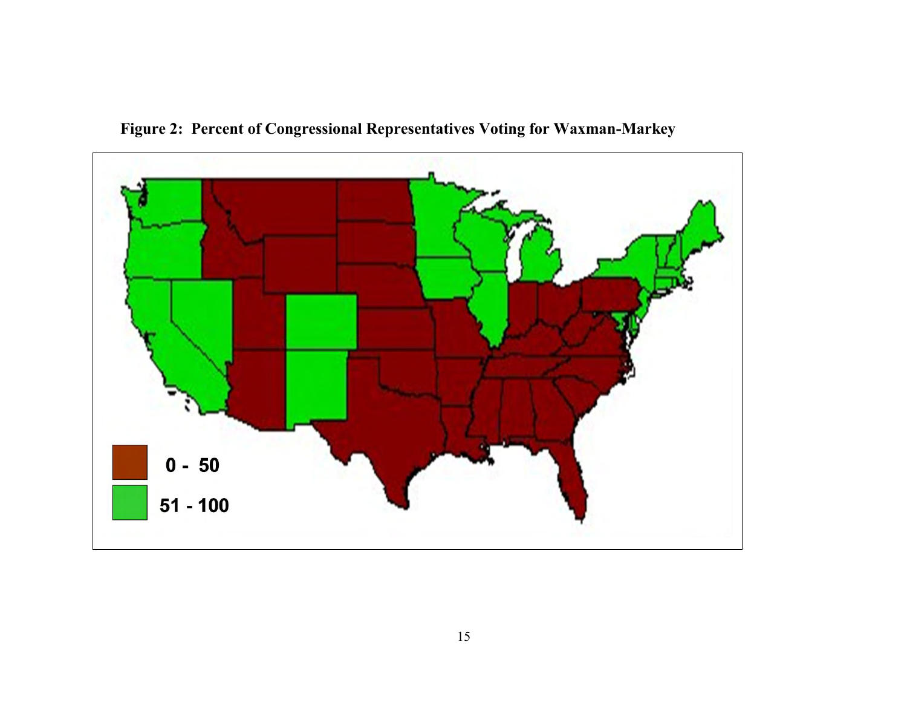**Figure 2: Percent of Congressional Representatives Voting for Waxman-Markey**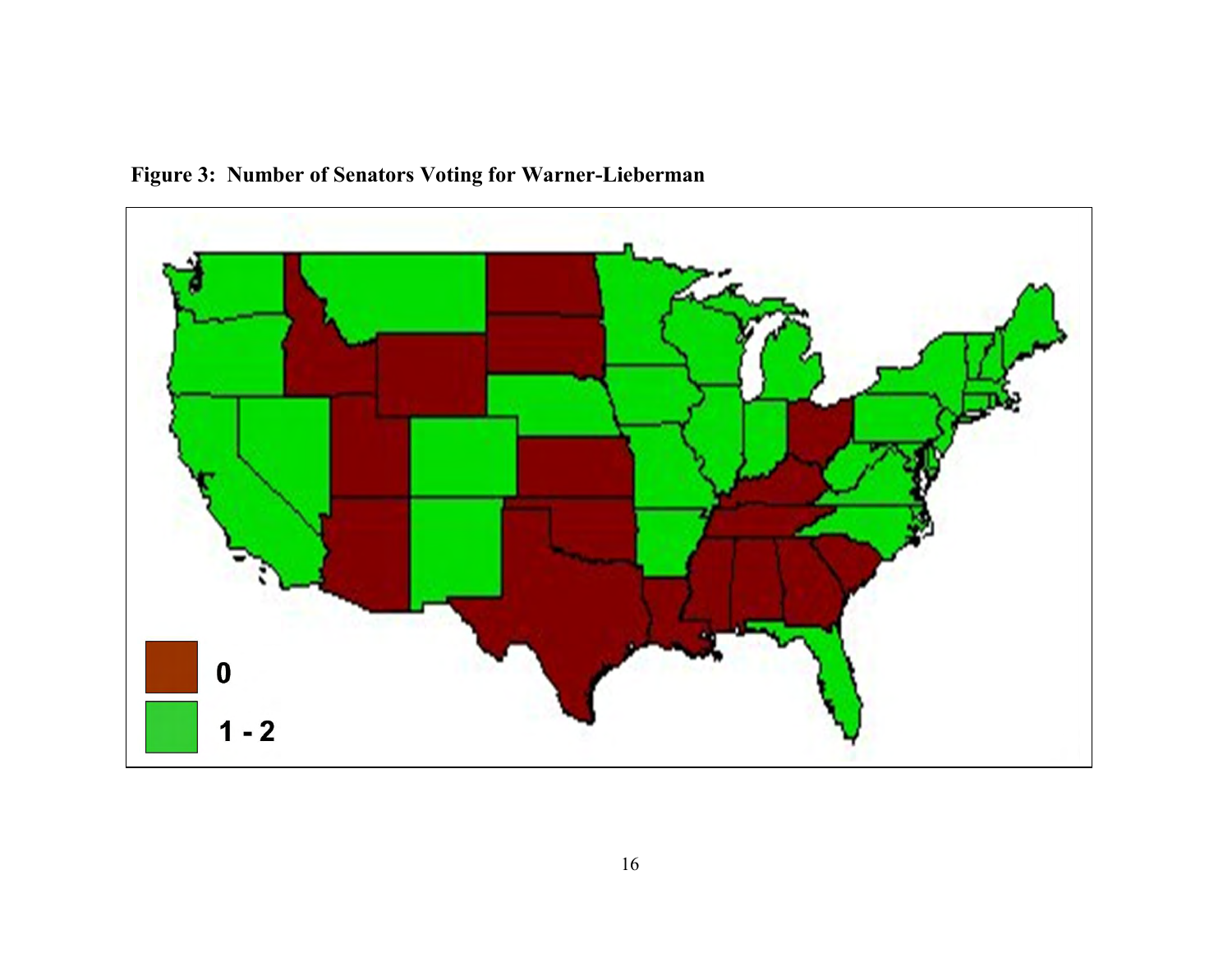**Figure 3: Number of Senators Voting for Warner-Lieberman**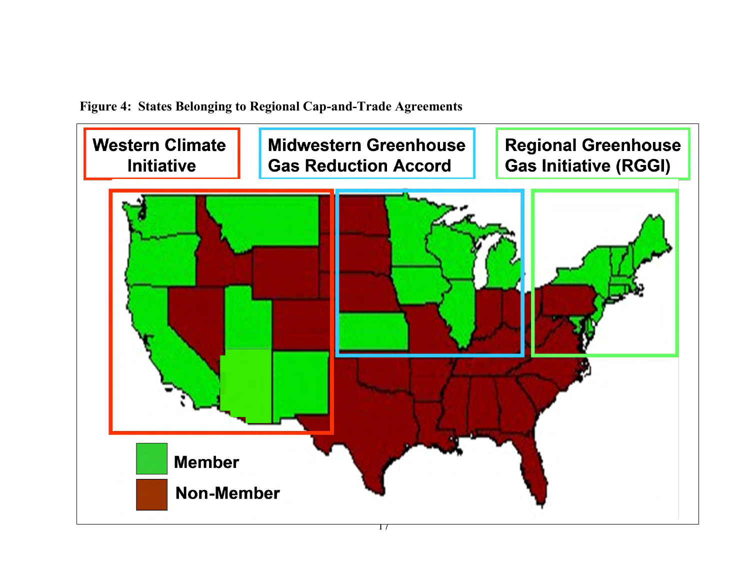**Figure 4: States Belonging to Regional Cap-and-Trade Agreements**

Western Climate Initiative

Midwestern Greenhouse Gas Reduction Accord

Regional Greenhouse Gas Initiative (RGGI)

Member

Non-Member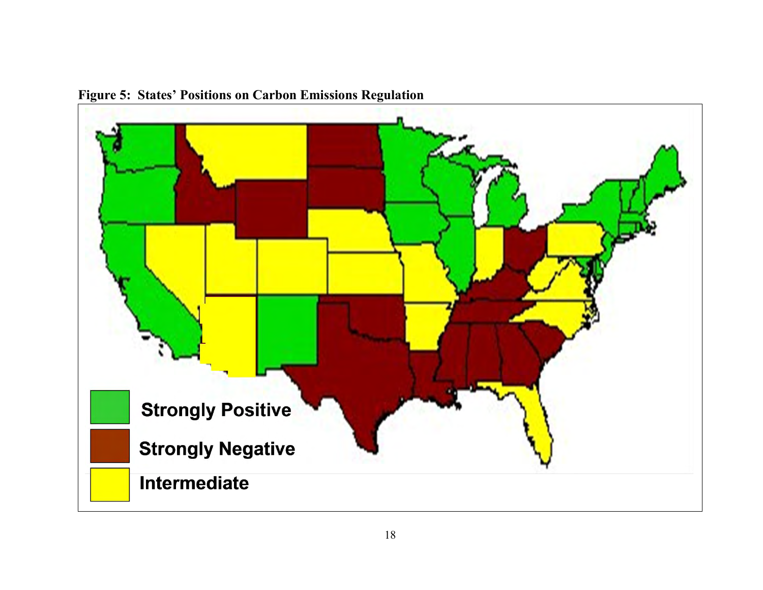**Figure 5: States' Positions on Carbon Emissions Regulation**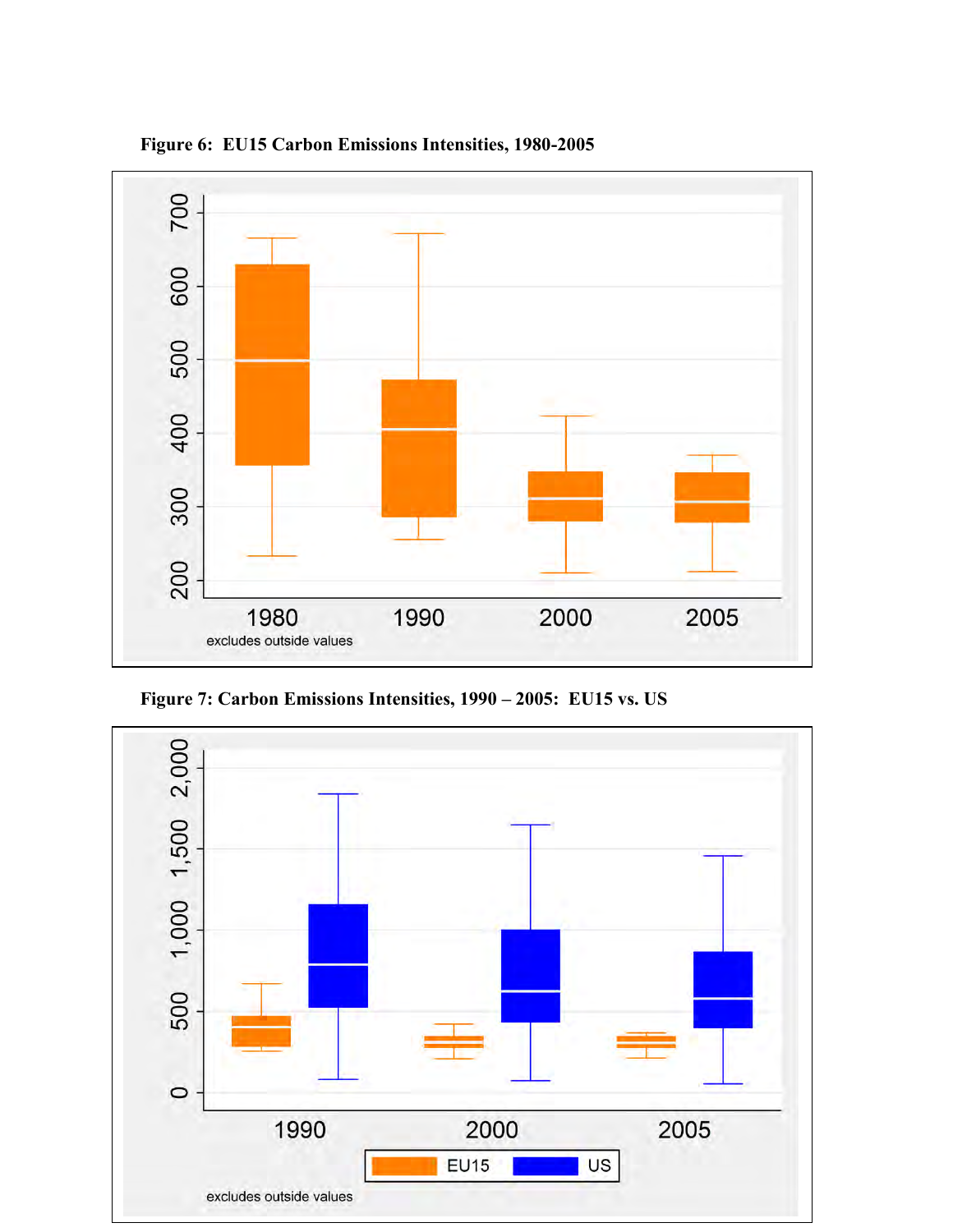**Figure 6: EU15 Carbon Emissions Intensities, 1980-2005**

**Figure 7: Carbon Emissions Intensities, 1990 – 2005: EU15 vs. US**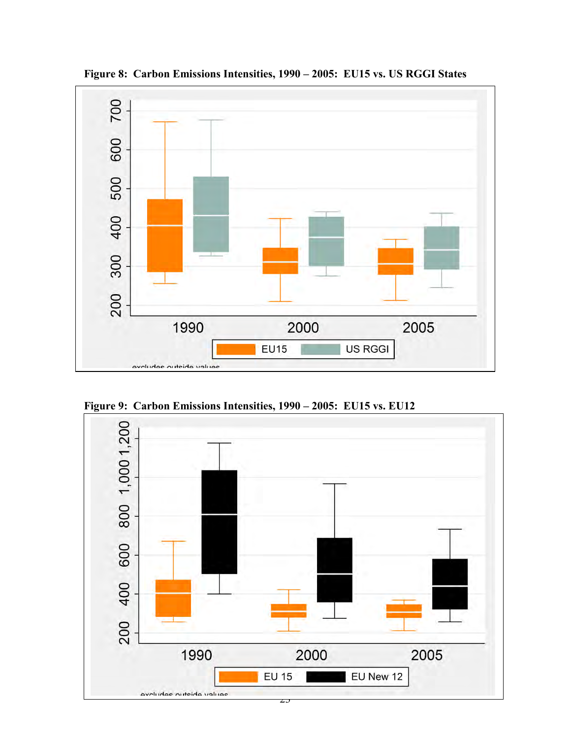**Figure 8: Carbon Emissions Intensities, 1990 – 2005: EU15 vs. US RGGI States**

**Figure 9: Carbon Emissions Intensities, 1990 – 2005: EU15 vs. EU12**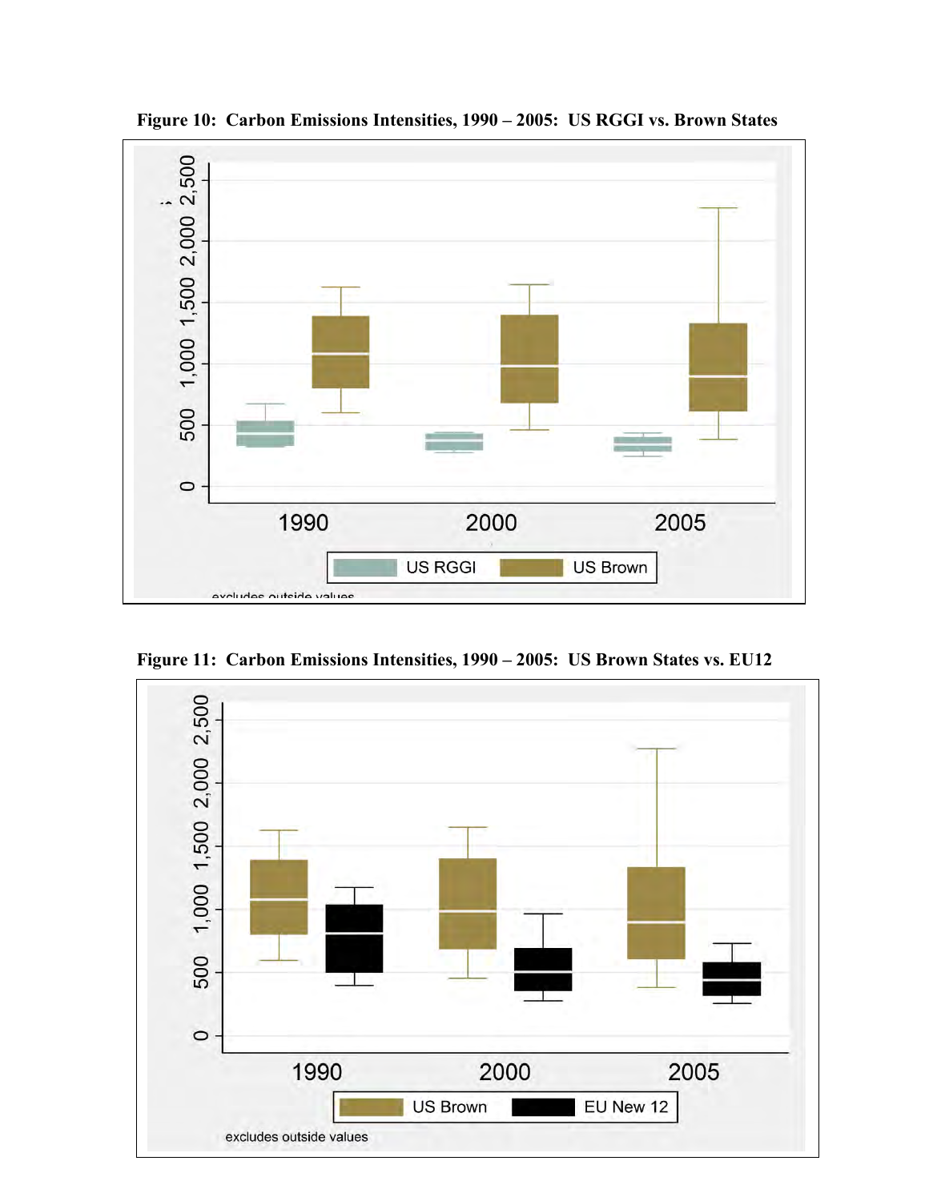**Figure 10: Carbon Emissions Intensities, 1990 – 2005: US RGGI vs. Brown States**

0
500
1,000
1,500
2,000
2,500

1990
2000
2005

US RGGI
US Brown

excludes outside values

**Figure 11: Carbon Emissions Intensities, 1990 – 2005: US Brown States vs. EU12**

0
500
1,000
1,500
2,000
2,500

1990
2000
2005

US Brown
EU New 12

excludes outside values